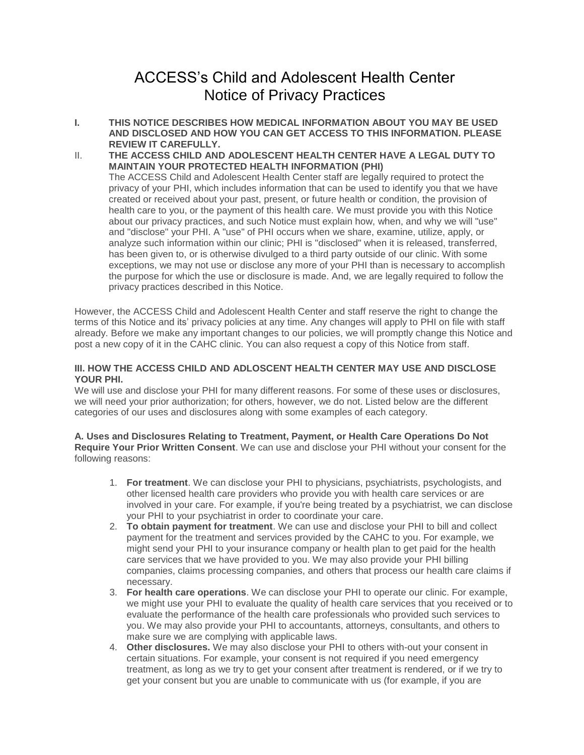# ACCESS's Child and Adolescent Health Center
# Notice of Privacy Practices

**I. THIS NOTICE DESCRIBES HOW MEDICAL INFORMATION ABOUT YOU MAY BE USED AND DISCLOSED AND HOW YOU CAN GET ACCESS TO THIS INFORMATION. PLEASE REVIEW IT CAREFULLY.**

II. **THE ACCESS CHILD AND ADOLESCENT HEALTH CENTER HAVE A LEGAL DUTY TO MAINTAIN YOUR PROTECTED HEALTH INFORMATION (PHI)**

The ACCESS Child and Adolescent Health Center staff are legally required to protect the privacy of your PHI, which includes information that can be used to identify you that we have created or received about your past, present, or future health or condition, the provision of health care to you, or the payment of this health care. We must provide you with this Notice about our privacy practices, and such Notice must explain how, when, and why we will "use" and "disclose" your PHI. A "use" of PHI occurs when we share, examine, utilize, apply, or analyze such information within our clinic; PHI is "disclosed" when it is released, transferred, has been given to, or is otherwise divulged to a third party outside of our clinic. With some exceptions, we may not use or disclose any more of your PHI than is necessary to accomplish the purpose for which the use or disclosure is made. And, we are legally required to follow the privacy practices described in this Notice.

However, the ACCESS Child and Adolescent Health Center and staff reserve the right to change the terms of this Notice and its' privacy policies at any time. Any changes will apply to PHI on file with staff already. Before we make any important changes to our policies, we will promptly change this Notice and post a new copy of it in the CAHC clinic. You can also request a copy of this Notice from staff.

**III. HOW THE ACCESS CHILD AND ADLOSCENT HEALTH CENTER MAY USE AND DISCLOSE YOUR PHI.**

We will use and disclose your PHI for many different reasons. For some of these uses or disclosures, we will need your prior authorization; for others, however, we do not. Listed below are the different categories of our uses and disclosures along with some examples of each category.

**A. Uses and Disclosures Relating to Treatment, Payment, or Health Care Operations Do Not Require Your Prior Written Consent**. We can use and disclose your PHI without your consent for the following reasons:

1. **For treatment**. We can disclose your PHI to physicians, psychiatrists, psychologists, and other licensed health care providers who provide you with health care services or are involved in your care. For example, if you're being treated by a psychiatrist, we can disclose your PHI to your psychiatrist in order to coordinate your care.
2. **To obtain payment for treatment**. We can use and disclose your PHI to bill and collect payment for the treatment and services provided by the CAHC to you. For example, we might send your PHI to your insurance company or health plan to get paid for the health care services that we have provided to you. We may also provide your PHI billing companies, claims processing companies, and others that process our health care claims if necessary.
3. **For health care operations**. We can disclose your PHI to operate our clinic. For example, we might use your PHI to evaluate the quality of health care services that you received or to evaluate the performance of the health care professionals who provided such services to you. We may also provide your PHI to accountants, attorneys, consultants, and others to make sure we are complying with applicable laws.
4. **Other disclosures.** We may also disclose your PHI to others with-out your consent in certain situations. For example, your consent is not required if you need emergency treatment, as long as we try to get your consent after treatment is rendered, or if we try to get your consent but you are unable to communicate with us (for example, if you are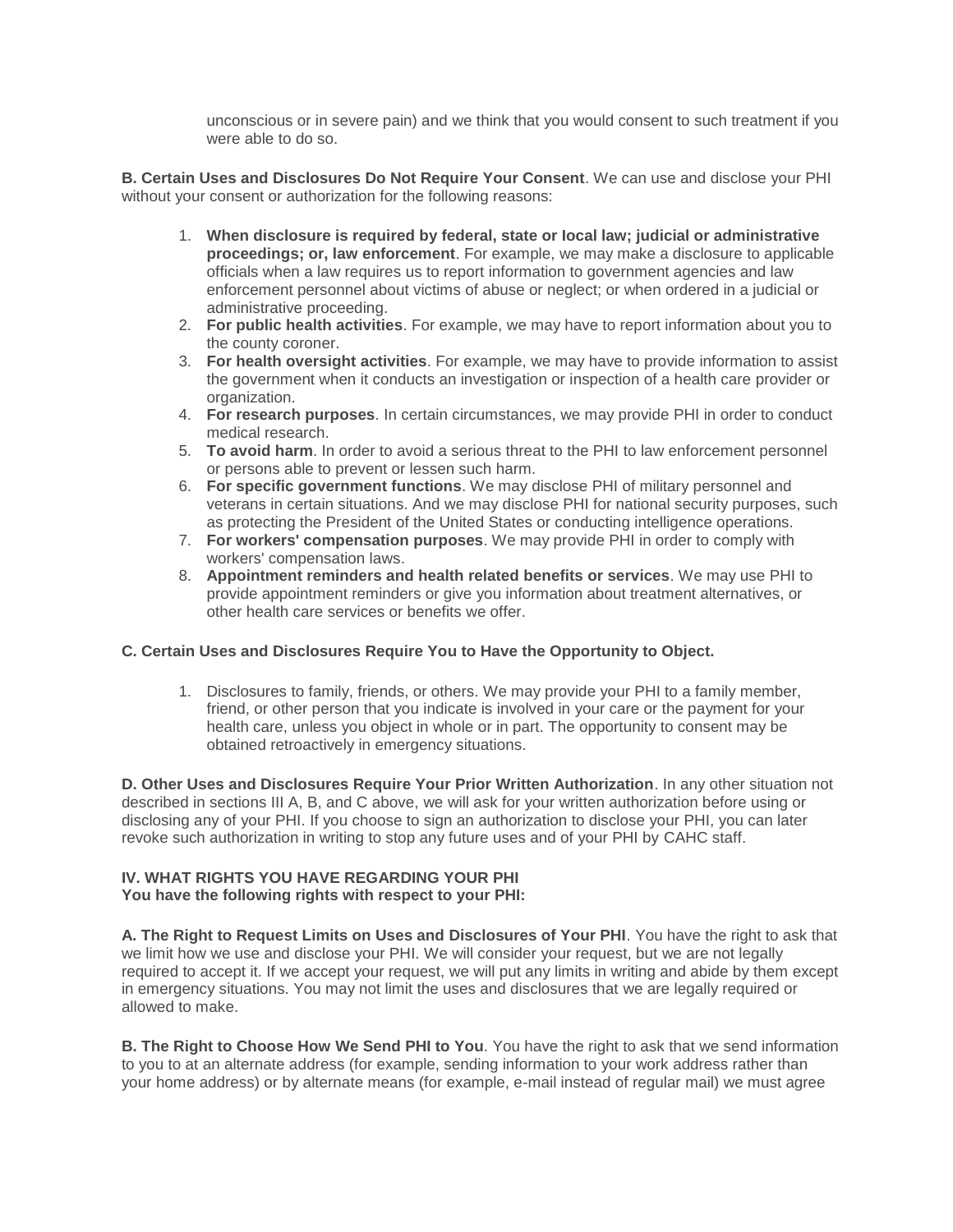unconscious or in severe pain) and we think that you would consent to such treatment if you were able to do so.

**B. Certain Uses and Disclosures Do Not Require Your Consent**. We can use and disclose your PHI without your consent or authorization for the following reasons:

1. **When disclosure is required by federal, state or local law; judicial or administrative proceedings; or, law enforcement**. For example, we may make a disclosure to applicable officials when a law requires us to report information to government agencies and law enforcement personnel about victims of abuse or neglect; or when ordered in a judicial or administrative proceeding.
2. **For public health activities**. For example, we may have to report information about you to the county coroner.
3. **For health oversight activities**. For example, we may have to provide information to assist the government when it conducts an investigation or inspection of a health care provider or organization.
4. **For research purposes**. In certain circumstances, we may provide PHI in order to conduct medical research.
5. **To avoid harm**. In order to avoid a serious threat to the PHI to law enforcement personnel or persons able to prevent or lessen such harm.
6. **For specific government functions**. We may disclose PHI of military personnel and veterans in certain situations. And we may disclose PHI for national security purposes, such as protecting the President of the United States or conducting intelligence operations.
7. **For workers' compensation purposes**. We may provide PHI in order to comply with workers' compensation laws.
8. **Appointment reminders and health related benefits or services**. We may use PHI to provide appointment reminders or give you information about treatment alternatives, or other health care services or benefits we offer.

**C. Certain Uses and Disclosures Require You to Have the Opportunity to Object.**

1. Disclosures to family, friends, or others. We may provide your PHI to a family member, friend, or other person that you indicate is involved in your care or the payment for your health care, unless you object in whole or in part. The opportunity to consent may be obtained retroactively in emergency situations.

**D. Other Uses and Disclosures Require Your Prior Written Authorization**. In any other situation not described in sections III A, B, and C above, we will ask for your written authorization before using or disclosing any of your PHI. If you choose to sign an authorization to disclose your PHI, you can later revoke such authorization in writing to stop any future uses and of your PHI by CAHC staff.

**IV. WHAT RIGHTS YOU HAVE REGARDING YOUR PHI**
**You have the following rights with respect to your PHI:**

**A. The Right to Request Limits on Uses and Disclosures of Your PHI**. You have the right to ask that we limit how we use and disclose your PHI. We will consider your request, but we are not legally required to accept it. If we accept your request, we will put any limits in writing and abide by them except in emergency situations. You may not limit the uses and disclosures that we are legally required or allowed to make.

**B. The Right to Choose How We Send PHI to You**. You have the right to ask that we send information to you to at an alternate address (for example, sending information to your work address rather than your home address) or by alternate means (for example, e-mail instead of regular mail) we must agree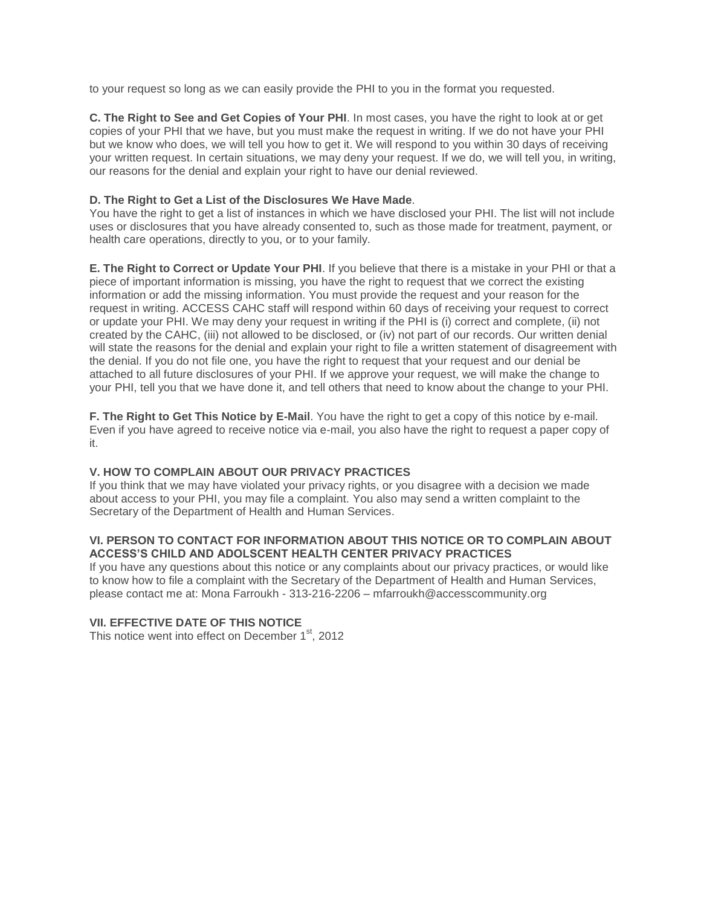to your request so long as we can easily provide the PHI to you in the format you requested.

**C. The Right to See and Get Copies of Your PHI**. In most cases, you have the right to look at or get copies of your PHI that we have, but you must make the request in writing. If we do not have your PHI but we know who does, we will tell you how to get it. We will respond to you within 30 days of receiving your written request. In certain situations, we may deny your request. If we do, we will tell you, in writing, our reasons for the denial and explain your right to have our denial reviewed.

**D. The Right to Get a List of the Disclosures We Have Made**.
You have the right to get a list of instances in which we have disclosed your PHI. The list will not include uses or disclosures that you have already consented to, such as those made for treatment, payment, or health care operations, directly to you, or to your family.

**E. The Right to Correct or Update Your PHI**. If you believe that there is a mistake in your PHI or that a piece of important information is missing, you have the right to request that we correct the existing information or add the missing information. You must provide the request and your reason for the request in writing. ACCESS CAHC staff will respond within 60 days of receiving your request to correct or update your PHI. We may deny your request in writing if the PHI is (i) correct and complete, (ii) not created by the CAHC, (iii) not allowed to be disclosed, or (iv) not part of our records. Our written denial will state the reasons for the denial and explain your right to file a written statement of disagreement with the denial. If you do not file one, you have the right to request that your request and our denial be attached to all future disclosures of your PHI. If we approve your request, we will make the change to your PHI, tell you that we have done it, and tell others that need to know about the change to your PHI.

**F. The Right to Get This Notice by E-Mail**. You have the right to get a copy of this notice by e-mail. Even if you have agreed to receive notice via e-mail, you also have the right to request a paper copy of it.

### V. HOW TO COMPLAIN ABOUT OUR PRIVACY PRACTICES

If you think that we may have violated your privacy rights, or you disagree with a decision we made about access to your PHI, you may file a complaint. You also may send a written complaint to the Secretary of the Department of Health and Human Services.

### VI. PERSON TO CONTACT FOR INFORMATION ABOUT THIS NOTICE OR TO COMPLAIN ABOUT ACCESS'S CHILD AND ADOLSCENT HEALTH CENTER PRIVACY PRACTICES

If you have any questions about this notice or any complaints about our privacy practices, or would like to know how to file a complaint with the Secretary of the Department of Health and Human Services, please contact me at: Mona Farroukh - 313-216-2206 – mfarroukh@accesscommunity.org

### VII. EFFECTIVE DATE OF THIS NOTICE

This notice went into effect on December 1st, 2012